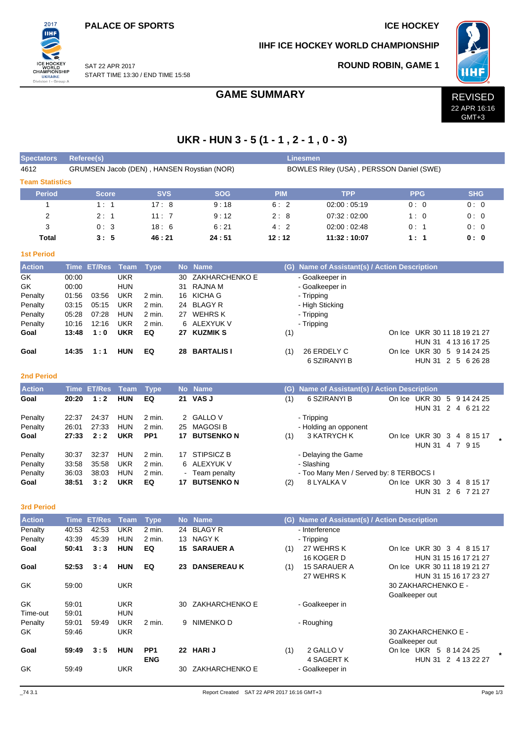PALACE OF SPORTS

ICE HOCKEY

IIHF ICE HOCKEY WORLD CHAMPIONSHIP

SAT 22 APR 2017
START TIME 13:30 / END TIME 15:58

ROUND ROBIN, GAME 1

# GAME SUMMARY

REVISED
22 APR 16:16
GMT+3

## UKR - HUN 3 - 5 (1 - 1 , 2 - 1 , 0 - 3)

| Spectators | Referee(s) | Linesmen |
|---|---|---|
| 4612 | GRUMSEN Jacob (DEN) , HANSEN Roystian (NOR) | BOWLES Riley (USA) , PERSSON Daniel (SWE) |

### Team Statistics

| Period | Score | SVS | SOG | PIM | TPP | PPG | SHG |
|---|---|---|---|---|---|---|---|
| 1 | 1 : 1 | 17 : 8 | 9 : 18 | 6 : 2 | 02:00 : 05:19 | 0 : 0 | 0 : 0 |
| 2 | 2 : 1 | 11 : 7 | 9 : 12 | 2 : 8 | 07:32 : 02:00 | 1 : 0 | 0 : 0 |
| 3 | 0 : 3 | 18 : 6 | 6 : 21 | 4 : 2 | 02:00 : 02:48 | 0 : 1 | 0 : 0 |
| **Total** | **3 : 5** | **46 : 21** | **24 : 51** | **12 : 12** | **11:32 : 10:07** | **1 : 1** | **0 : 0** |

### 1st Period

| Action | Time | ET/Res | Team | Type | No | Name | (G) | Name of Assistant(s) / Action Description | |
|---|---|---|---|---|---|---|---|---|---|
| GK | 00:00 | | UKR | | 30 | ZAKHARCHENKO E | | - Goalkeeper in | |
| GK | 00:00 | | HUN | | 31 | RAJNA M | | - Goalkeeper in | |
| Penalty | 01:56 | 03:56 | UKR | 2 min. | 16 | KICHA G | | - Tripping | |
| Penalty | 03:15 | 05:15 | UKR | 2 min. | 24 | BLAGY R | | - High Sticking | |
| Penalty | 05:28 | 07:28 | HUN | 2 min. | 27 | WEHRS K | | - Tripping | |
| Penalty | 10:16 | 12:16 | UKR | 2 min. | 6 | ALEXYUK V | | - Tripping | |
| **Goal** | **13:48** | **1 : 0** | **UKR** | **EQ** | **27** | **KUZMIK S** | (1) | | On Ice UKR 30 11 18 19 21 27<br>HUN 31 4 13 16 17 25 |
| **Goal** | **14:35** | **1 : 1** | **HUN** | **EQ** | **28** | **BARTALIS I** | (1) | 26 ERDELY C<br>6 SZIRANYI B | On Ice UKR 30 5 9 14 24 25<br>HUN 31 2 5 6 26 28 |

### 2nd Period

| Action | Time | ET/Res | Team | Type | No | Name | (G) | Name of Assistant(s) / Action Description | |
|---|---|---|---|---|---|---|---|---|---|
| **Goal** | **20:20** | **1 : 2** | **HUN** | **EQ** | **21** | **VAS J** | (1) | 6 SZIRANYI B | On Ice UKR 30 5 9 14 24 25<br>HUN 31 2 4 6 21 22 |
| Penalty | 22:37 | 24:37 | HUN | 2 min. | 2 | GALLO V | | - Tripping | |
| Penalty | 26:01 | 27:33 | HUN | 2 min. | 25 | MAGOSI B | | - Holding an opponent | |
| **Goal** | **27:33** | **2 : 2** | **UKR** | **PP1** | **17** | **BUTSENKO N** | (1) | 3 KATRYCH K | On Ice UKR 30 3 4 8 15 17<br>HUN 31 4 7 9 15 * |
| Penalty | 30:37 | 32:37 | HUN | 2 min. | 17 | STIPSICZ B | | - Delaying the Game | |
| Penalty | 33:58 | 35:58 | UKR | 2 min. | 6 | ALEXYUK V | | - Slashing | |
| Penalty | 36:03 | 38:03 | HUN | 2 min. | - | Team penalty | | - Too Many Men / Served by: 8 TERBOCS I | |
| **Goal** | **38:51** | **3 : 2** | **UKR** | **EQ** | **17** | **BUTSENKO N** | (2) | 8 LYALKA V | On Ice UKR 30 3 4 8 15 17<br>HUN 31 2 6 7 21 27 |

### 3rd Period

| Action | Time | ET/Res | Team | Type | No | Name | (G) | Name of Assistant(s) / Action Description | |
|---|---|---|---|---|---|---|---|---|---|
| Penalty | 40:53 | 42:53 | UKR | 2 min. | 24 | BLAGY R | | - Interference | |
| Penalty | 43:39 | 45:39 | HUN | 2 min. | 13 | NAGY K | | - Tripping | |
| **Goal** | **50:41** | **3 : 3** | **HUN** | **EQ** | **15** | **SARAUER A** | (1) | 27 WEHRS K<br>16 KOGER D | On Ice UKR 30 3 4 8 15 17<br>HUN 31 15 16 17 21 27 |
| **Goal** | **52:53** | **3 : 4** | **HUN** | **EQ** | **23** | **DANSEREAU K** | (1) | 15 SARAUER A<br>27 WEHRS K | On Ice UKR 30 11 18 19 21 27<br>HUN 31 15 16 17 23 27 |
| GK | 59:00 | | UKR | | | | | | 30 ZAKHARCHENKO E - Goalkeeper out |
| GK | 59:01 | | UKR | | 30 | ZAKHARCHENKO E | | - Goalkeeper in | |
| Time-out | 59:01 | | HUN | | | | | | |
| Penalty | 59:01 | 59:49 | UKR | 2 min. | 9 | NIMENKO D | | - Roughing | |
| GK | 59:46 | | UKR | | | | | | 30 ZAKHARCHENKO E - Goalkeeper out |
| **Goal** | **59:49** | **3 : 5** | **HUN** | **PP1 ENG** | **22** | **HARI J** | (1) | 2 GALLO V<br>4 SAGERT K | On Ice UKR 5 8 14 24 25<br>HUN 31 2 4 13 22 27 * |
| GK | 59:49 | | UKR | | 30 | ZAKHARCHENKO E | | - Goalkeeper in | |

_74 3.1 Report Created SAT 22 APR 2017 16:16 GMT+3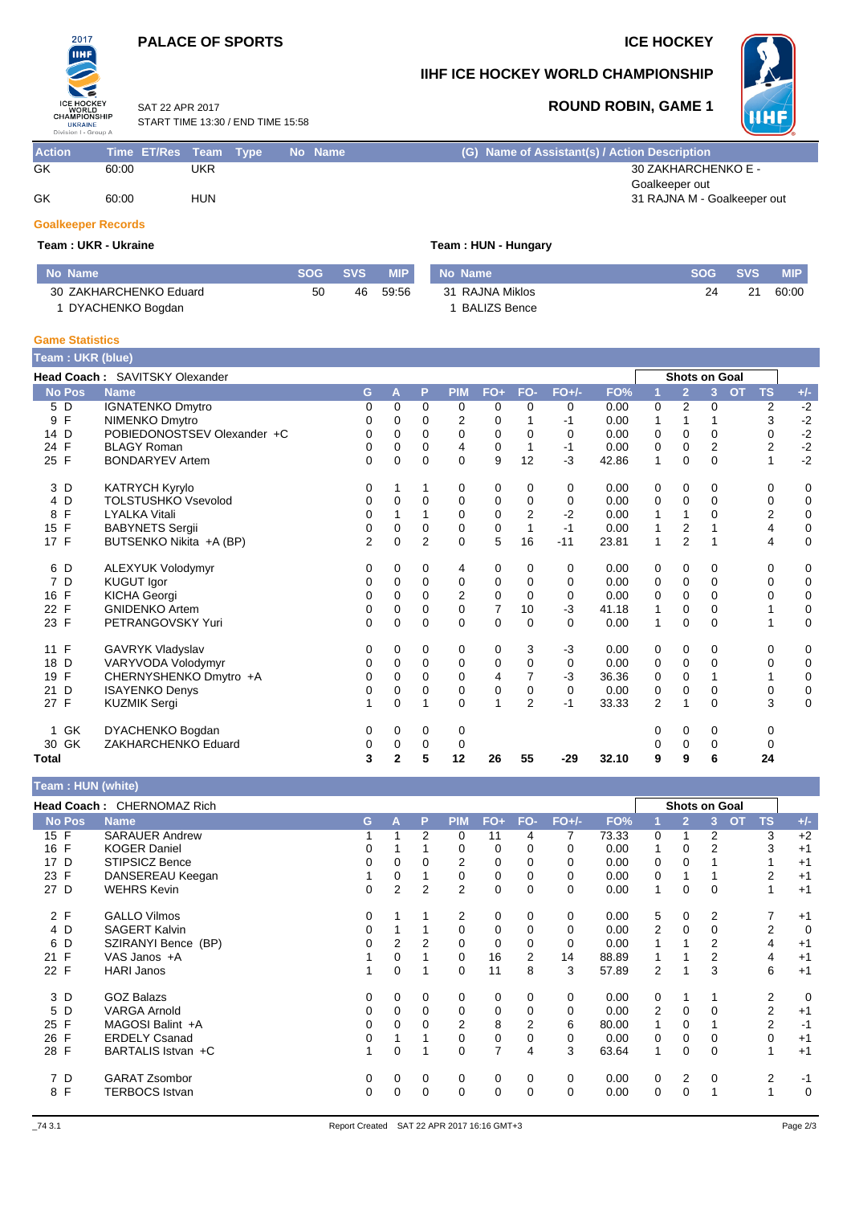**PALACE OF SPORTS** — **ICE HOCKEY**

## IIHF ICE HOCKEY WORLD CHAMPIONSHIP

### ROUND ROBIN, GAME 1

SAT 22 APR 2017
START TIME 13:30 / END TIME 15:58

| Action | Time | ET/Res | Team | Type | No | Name | (G) | Name of Assistant(s) / Action Description |
|---|---|---|---|---|---|---|---|---|
| GK | 60:00 | | UKR | | | | | 30 ZAKHARCHENKO E - Goalkeeper out |
| GK | 60:00 | | HUN | | | | | 31 RAJNA M - Goalkeeper out |

### Goalkeeper Records

**Team : UKR - Ukraine**

| No | Name | SOG | SVS | MIP |
|---|---|---|---|---|
| 30 | ZAKHARCHENKO Eduard | 50 | 46 | 59:56 |
| 1 | DYACHENKO Bogdan | | | |

**Team : HUN - Hungary**

| No | Name | SOG | SVS | MIP |
|---|---|---|---|---|
| 31 | RAJNA Miklos | 24 | 21 | 60:00 |
| 1 | BALIZS Bence | | | |

### Game Statistics

**Team : UKR (blue)**

**Head Coach :** SAVITSKY Olexander

| No | Pos | Name | G | A | P | PIM | FO+ | FO- | FO+/- | FO% | Shots on Goal 1 | 2 | 3 | OT | TS | +/- |
|---|---|---|---|---|---|---|---|---|---|---|---|---|---|---|---|---|
| 5 | D | IGNATENKO Dmytro | 0 | 0 | 0 | 0 | 0 | 0 | 0 | 0.00 | 0 | 2 | 0 | | 2 | -2 |
| 9 | F | NIMENKO Dmytro | 0 | 0 | 0 | 2 | 0 | 1 | -1 | 0.00 | 1 | 1 | 1 | | 3 | -2 |
| 14 | D | POBIEDONOSTSEV Olexander +C | 0 | 0 | 0 | 0 | 0 | 0 | 0 | 0.00 | 0 | 0 | 0 | | 0 | -2 |
| 24 | F | BLAGY Roman | 0 | 0 | 0 | 4 | 0 | 1 | -1 | 0.00 | 0 | 0 | 2 | | 2 | -2 |
| 25 | F | BONDARYEV Artem | 0 | 0 | 0 | 0 | 9 | 12 | -3 | 42.86 | 1 | 0 | 0 | | 1 | -2 |
| 3 | D | KATRYCH Kyrylo | 0 | 1 | 1 | 0 | 0 | 0 | 0 | 0.00 | 0 | 0 | 0 | | 0 | 0 |
| 4 | D | TOLSTUSHKO Vsevolod | 0 | 0 | 0 | 0 | 0 | 0 | 0 | 0.00 | 0 | 0 | 0 | | 0 | 0 |
| 8 | F | LYALKA Vitali | 0 | 1 | 1 | 0 | 0 | 2 | -2 | 0.00 | 1 | 1 | 0 | | 2 | 0 |
| 15 | F | BABYNETS Sergii | 0 | 0 | 0 | 0 | 0 | 1 | -1 | 0.00 | 1 | 2 | 1 | | 4 | 0 |
| 17 | F | BUTSENKO Nikita +A (BP) | 2 | 0 | 2 | 0 | 5 | 16 | -11 | 23.81 | 1 | 2 | 1 | | 4 | 0 |
| 6 | D | ALEXYUK Volodymyr | 0 | 0 | 0 | 4 | 0 | 0 | 0 | 0.00 | 0 | 0 | 0 | | 0 | 0 |
| 7 | D | KUGUT Igor | 0 | 0 | 0 | 0 | 0 | 0 | 0 | 0.00 | 0 | 0 | 0 | | 0 | 0 |
| 16 | F | KICHA Georgi | 0 | 0 | 0 | 2 | 0 | 0 | 0 | 0.00 | 0 | 0 | 0 | | 0 | 0 |
| 22 | F | GNIDENKO Artem | 0 | 0 | 0 | 0 | 7 | 10 | -3 | 41.18 | 1 | 0 | 0 | | 1 | 0 |
| 23 | F | PETRANGOVSKY Yuri | 0 | 0 | 0 | 0 | 0 | 0 | 0 | 0.00 | 1 | 0 | 0 | | 1 | 0 |
| 11 | F | GAVRYK Vladyslav | 0 | 0 | 0 | 0 | 0 | 3 | -3 | 0.00 | 0 | 0 | 0 | | 0 | 0 |
| 18 | D | VARYVODA Volodymyr | 0 | 0 | 0 | 0 | 0 | 0 | 0 | 0.00 | 0 | 0 | 0 | | 0 | 0 |
| 19 | F | CHERNYSHENKO Dmytro +A | 0 | 0 | 0 | 0 | 4 | 7 | -3 | 36.36 | 0 | 0 | 1 | | 1 | 0 |
| 21 | D | ISAYENKO Denys | 0 | 0 | 0 | 0 | 0 | 0 | 0 | 0.00 | 0 | 0 | 0 | | 0 | 0 |
| 27 | F | KUZMIK Sergi | 1 | 0 | 1 | 0 | 1 | 2 | -1 | 33.33 | 2 | 1 | 0 | | 3 | 0 |
| 1 | GK | DYACHENKO Bogdan | 0 | 0 | 0 | 0 | | | | | 0 | 0 | 0 | | 0 | |
| 30 | GK | ZAKHARCHENKO Eduard | 0 | 0 | 0 | 0 | | | | | 0 | 0 | 0 | | 0 | |
| **Total** | | | **3** | **2** | **5** | **12** | **26** | **55** | **-29** | **32.10** | **9** | **9** | **6** | | **24** | |

**Team : HUN (white)**

**Head Coach :** CHERNOMAZ Rich

| No | Pos | Name | G | A | P | PIM | FO+ | FO- | FO+/- | FO% | Shots on Goal 1 | 2 | 3 | OT | TS | +/- |
|---|---|---|---|---|---|---|---|---|---|---|---|---|---|---|---|---|
| 15 | F | SARAUER Andrew | 1 | 1 | 2 | 0 | 11 | 4 | 7 | 73.33 | 0 | 1 | 2 | | 3 | +2 |
| 16 | F | KOGER Daniel | 0 | 1 | 1 | 0 | 0 | 0 | 0 | 0.00 | 1 | 0 | 2 | | 3 | +1 |
| 17 | D | STIPSICZ Bence | 0 | 0 | 0 | 2 | 0 | 0 | 0 | 0.00 | 0 | 0 | 1 | | 1 | +1 |
| 23 | F | DANSEREAU Keegan | 1 | 0 | 1 | 0 | 0 | 0 | 0 | 0.00 | 0 | 1 | 1 | | 2 | +1 |
| 27 | D | WEHRS Kevin | 0 | 2 | 2 | 2 | 0 | 0 | 0 | 0.00 | 1 | 0 | 0 | | 1 | +1 |
| 2 | F | GALLO Vilmos | 0 | 1 | 1 | 2 | 0 | 0 | 0 | 0.00 | 5 | 0 | 2 | | 7 | +1 |
| 4 | D | SAGERT Kalvin | 0 | 1 | 1 | 0 | 0 | 0 | 0 | 0.00 | 2 | 0 | 0 | | 2 | 0 |
| 6 | D | SZIRANYI Bence (BP) | 0 | 2 | 2 | 0 | 0 | 0 | 0 | 0.00 | 1 | 1 | 2 | | 4 | +1 |
| 21 | F | VAS Janos +A | 1 | 0 | 1 | 0 | 16 | 2 | 14 | 88.89 | 1 | 1 | 2 | | 4 | +1 |
| 22 | F | HARI Janos | 1 | 0 | 1 | 0 | 11 | 8 | 3 | 57.89 | 2 | 1 | 3 | | 6 | +1 |
| 3 | D | GOZ Balazs | 0 | 0 | 0 | 0 | 0 | 0 | 0 | 0.00 | 0 | 1 | 1 | | 2 | 0 |
| 5 | D | VARGA Arnold | 0 | 0 | 0 | 0 | 0 | 0 | 0 | 0.00 | 2 | 0 | 0 | | 2 | +1 |
| 25 | F | MAGOSI Balint +A | 0 | 0 | 0 | 2 | 8 | 2 | 6 | 80.00 | 1 | 0 | 1 | | 2 | -1 |
| 26 | F | ERDELY Csanad | 0 | 1 | 1 | 0 | 0 | 0 | 0 | 0.00 | 0 | 0 | 0 | | 0 | +1 |
| 28 | F | BARTALIS Istvan +C | 1 | 0 | 1 | 0 | 7 | 4 | 3 | 63.64 | 1 | 0 | 0 | | 1 | +1 |
| 7 | D | GARAT Zsombor | 0 | 0 | 0 | 0 | 0 | 0 | 0 | 0.00 | 0 | 2 | 0 | | 2 | -1 |
| 8 | F | TERBOCS Istvan | 0 | 0 | 0 | 0 | 0 | 0 | 0 | 0.00 | 0 | 0 | 1 | | 1 | 0 |

_74 3.1 Report Created SAT 22 APR 2017 16:16 GMT+3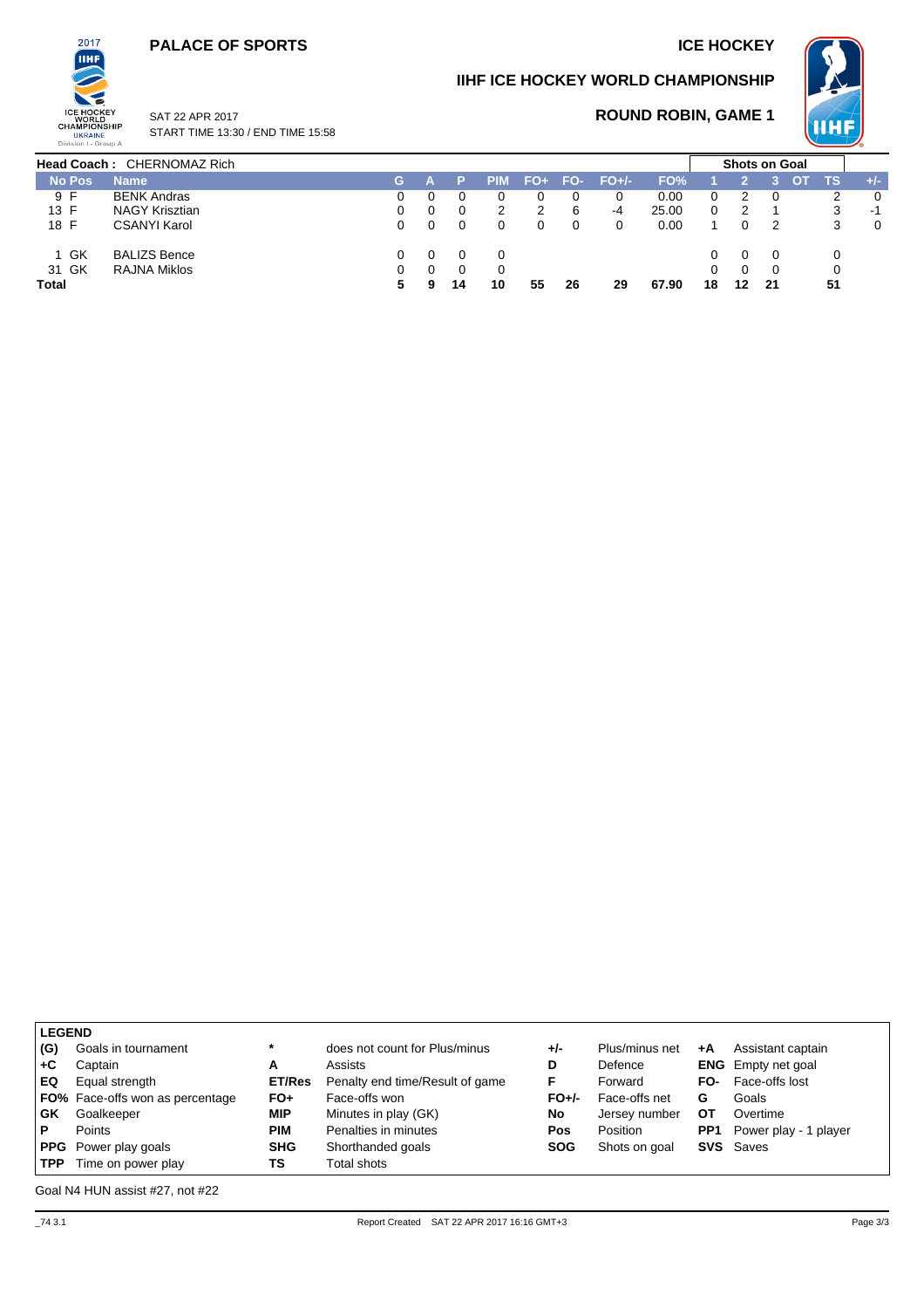**PALACE OF SPORTS**

**ICE HOCKEY**

## IIHF ICE HOCKEY WORLD CHAMPIONSHIP

SAT 22 APR 2017
START TIME 13:30 / END TIME 15:58

**ROUND ROBIN, GAME 1**

**Head Coach :** CHERNOMAZ Rich

| No | Pos | Name | G | A | P | PIM | FO+ | FO- | FO+/- | FO% | Shots on Goal 1 | 2 | 3 | OT | TS | +/- |
|---|---|---|---|---|---|---|---|---|---|---|---|---|---|---|---|---|
| 9 | F | BENK Andras | 0 | 0 | 0 | 0 | 0 | 0 | 0 | 0.00 | 0 | 2 | 0 | | 2 | 0 |
| 13 | F | NAGY Krisztian | 0 | 0 | 0 | 2 | 2 | 6 | -4 | 25.00 | 0 | 2 | 1 | | 3 | -1 |
| 18 | F | CSANYI Karol | 0 | 0 | 0 | 0 | 0 | 0 | 0 | 0.00 | 1 | 0 | 2 | | 3 | 0 |
| 1 | GK | BALIZS Bence | 0 | 0 | 0 | 0 | | | | | 0 | 0 | 0 | | 0 | |
| 31 | GK | RAJNA Miklos | 0 | 0 | 0 | 0 | | | | | 0 | 0 | 0 | | 0 | |
| **Total** | | | **5** | **9** | **14** | **10** | **55** | **26** | **29** | **67.90** | **18** | **12** | **21** | | **51** | |

**LEGEND**

| | | | | | | | |
|---|---|---|---|---|---|---|---|
| **(G)** | Goals in tournament | * | does not count for Plus/minus | **+/-** | Plus/minus net | **+A** | Assistant captain |
| **+C** | Captain | **A** | Assists | **D** | Defence | **ENG** | Empty net goal |
| **EQ** | Equal strength | **ET/Res** | Penalty end time/Result of game | **F** | Forward | **FO-** | Face-offs lost |
| **FO%** | Face-offs won as percentage | **FO+** | Face-offs won | **FO+/-** | Face-offs net | **G** | Goals |
| **GK** | Goalkeeper | **MIP** | Minutes in play (GK) | **No** | Jersey number | **OT** | Overtime |
| **P** | Points | **PIM** | Penalties in minutes | **Pos** | Position | **PP1** | Power play - 1 player |
| **PPG** | Power play goals | **SHG** | Shorthanded goals | **SOG** | Shots on goal | **SVS** | Saves |
| **TPP** | Time on power play | **TS** | Total shots | | | | |

Goal N4 HUN assist #27, not #22

_74 3.1 Report Created SAT 22 APR 2017 16:16 GMT+3